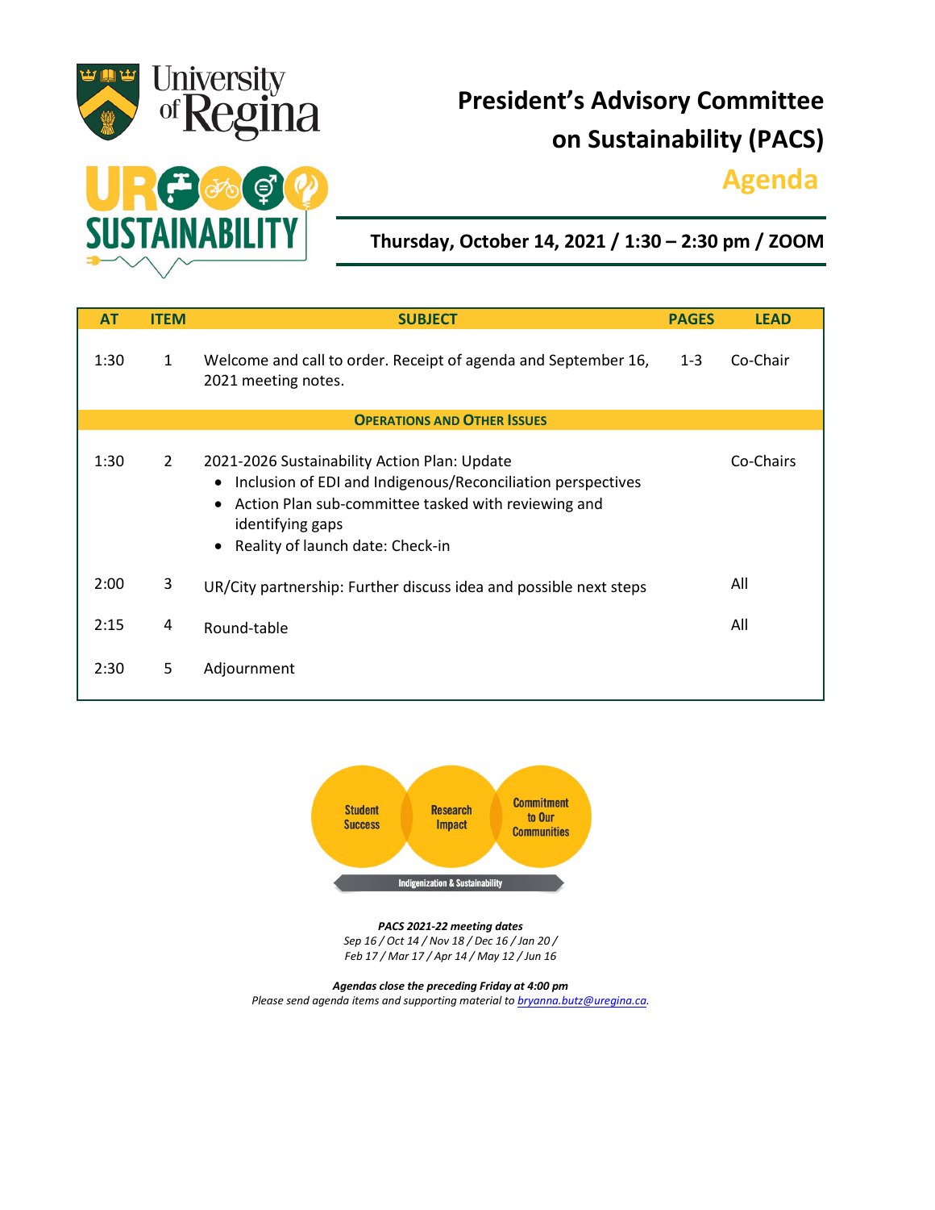# President's Advisory Committee on Sustainability (PACS)

## Agenda

**Thursday, October 14, 2021 / 1:30 – 2:30 pm / ZOOM**

| AT | ITEM | SUBJECT | PAGES | LEAD |
|---|---|---|---|---|
| 1:30 | 1 | Welcome and call to order. Receipt of agenda and September 16, 2021 meeting notes. | 1-3 | Co-Chair |
| | | **OPERATIONS AND OTHER ISSUES** | | |
| 1:30 | 2 | 2021-2026 Sustainability Action Plan: Update<br>• Inclusion of EDI and Indigenous/Reconciliation perspectives<br>• Action Plan sub-committee tasked with reviewing and identifying gaps<br>• Reality of launch date: Check-in | | Co-Chairs |
| 2:00 | 3 | UR/City partnership: Further discuss idea and possible next steps | | All |
| 2:15 | 4 | Round-table | | All |
| 2:30 | 5 | Adjournment | | |

Student Success | Research Impact | Commitment to Our Communities

Indigenization & Sustainability

***PACS 2021-22 meeting dates***

*Sep 16 / Oct 14 / Nov 18 / Dec 16 / Jan 20 / Feb 17 / Mar 17 / Apr 14 / May 12 / Jun 16*

***Agendas close the preceding Friday at 4:00 pm***

*Please send agenda items and supporting material to bryanna.butz@uregina.ca.*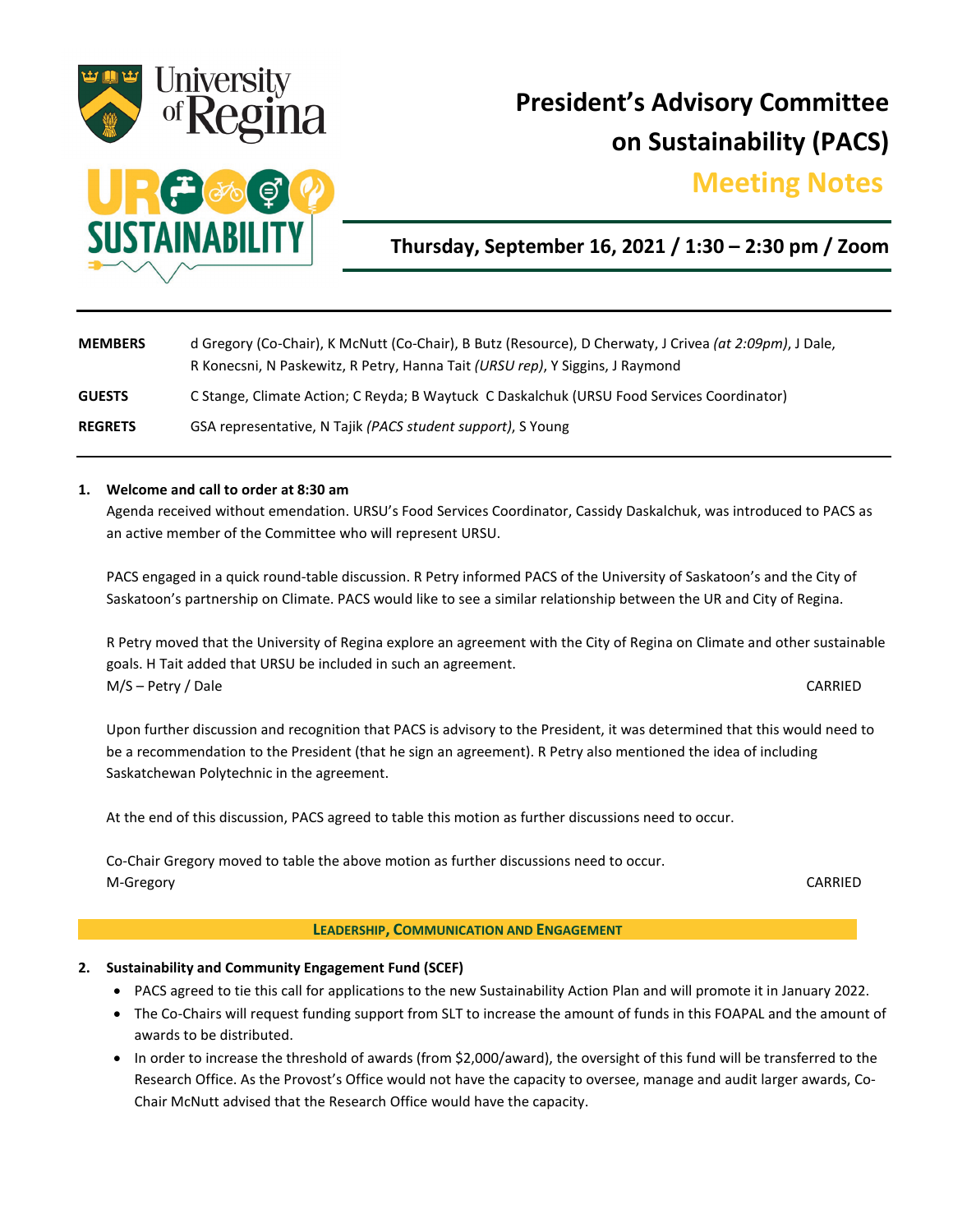# President's Advisory Committee on Sustainability (PACS)

## Meeting Notes

### Thursday, September 16, 2021 / 1:30 – 2:30 pm / Zoom

| | |
|---|---|
| **MEMBERS** | d Gregory (Co-Chair), K McNutt (Co-Chair), B Butz (Resource), D Cherwaty, J Crivea *(at 2:09pm)*, J Dale, R Konecsni, N Paskewitz, R Petry, Hanna Tait *(URSU rep)*, Y Siggins, J Raymond |
| **GUESTS** | C Stange, Climate Action; C Reyda; B Waytuck C Daskalchuk (URSU Food Services Coordinator) |
| **REGRETS** | GSA representative, N Tajik *(PACS student support)*, S Young |

**1. Welcome and call to order at 8:30 am**

Agenda received without emendation. URSU's Food Services Coordinator, Cassidy Daskalchuk, was introduced to PACS as an active member of the Committee who will represent URSU.

PACS engaged in a quick round-table discussion. R Petry informed PACS of the University of Saskatoon's and the City of Saskatoon's partnership on Climate. PACS would like to see a similar relationship between the UR and City of Regina.

R Petry moved that the University of Regina explore an agreement with the City of Regina on Climate and other sustainable goals. H Tait added that URSU be included in such an agreement.
M/S – Petry / Dale CARRIED

Upon further discussion and recognition that PACS is advisory to the President, it was determined that this would need to be a recommendation to the President (that he sign an agreement). R Petry also mentioned the idea of including Saskatchewan Polytechnic in the agreement.

At the end of this discussion, PACS agreed to table this motion as further discussions need to occur.

Co-Chair Gregory moved to table the above motion as further discussions need to occur.
M-Gregory CARRIED

**LEADERSHIP, COMMUNICATION AND ENGAGEMENT**

**2. Sustainability and Community Engagement Fund (SCEF)**

- PACS agreed to tie this call for applications to the new Sustainability Action Plan and will promote it in January 2022.
- The Co-Chairs will request funding support from SLT to increase the amount of funds in this FOAPAL and the amount of awards to be distributed.
- In order to increase the threshold of awards (from $2,000/award), the oversight of this fund will be transferred to the Research Office. As the Provost's Office would not have the capacity to oversee, manage and audit larger awards, Co-Chair McNutt advised that the Research Office would have the capacity.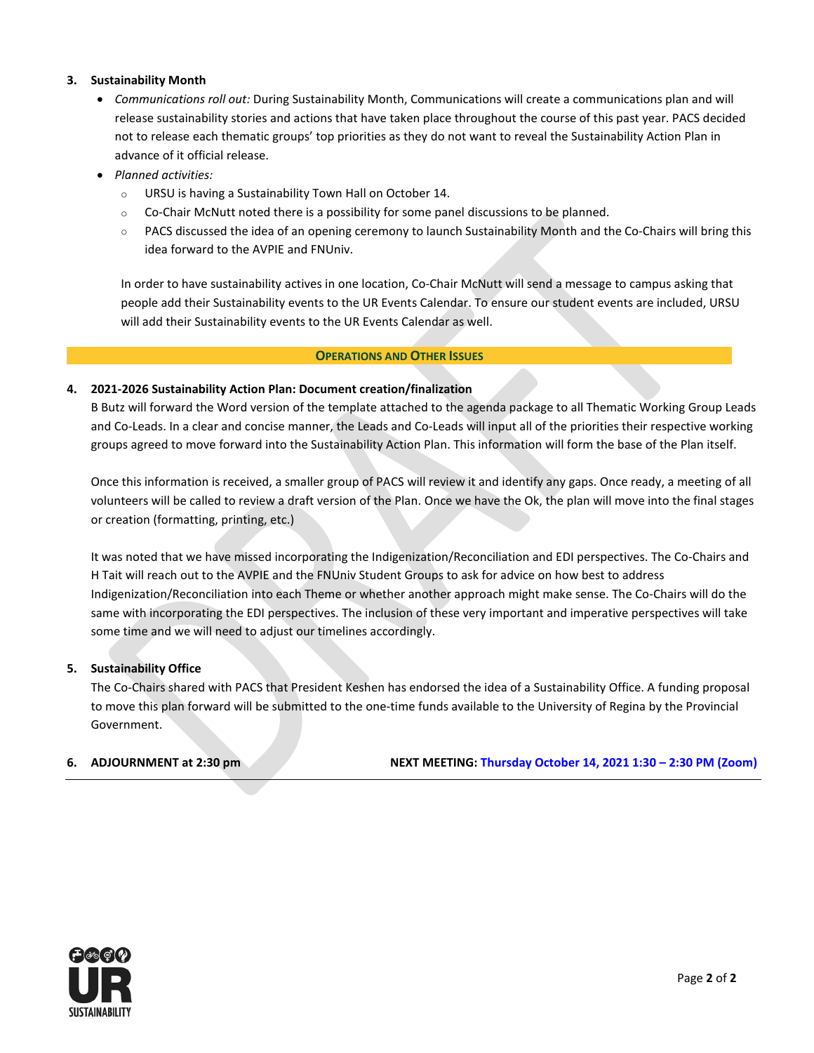3. **Sustainability Month**
   - *Communications roll out:* During Sustainability Month, Communications will create a communications plan and will release sustainability stories and actions that have taken place throughout the course of this past year. PACS decided not to release each thematic groups' top priorities as they do not want to reveal the Sustainability Action Plan in advance of it official release.
   - *Planned activities:*
     - URSU is having a Sustainability Town Hall on October 14.
     - Co-Chair McNutt noted there is a possibility for some panel discussions to be planned.
     - PACS discussed the idea of an opening ceremony to launch Sustainability Month and the Co-Chairs will bring this idea forward to the AVPIE and FNUniv.

   In order to have sustainability actives in one location, Co-Chair McNutt will send a message to campus asking that people add their Sustainability events to the UR Events Calendar. To ensure our student events are included, URSU will add their Sustainability events to the UR Events Calendar as well.

## OPERATIONS AND OTHER ISSUES

4. **2021-2026 Sustainability Action Plan: Document creation/finalization**

   B Butz will forward the Word version of the template attached to the agenda package to all Thematic Working Group Leads and Co-Leads. In a clear and concise manner, the Leads and Co-Leads will input all of the priorities their respective working groups agreed to move forward into the Sustainability Action Plan. This information will form the base of the Plan itself.

   Once this information is received, a smaller group of PACS will review it and identify any gaps. Once ready, a meeting of all volunteers will be called to review a draft version of the Plan. Once we have the Ok, the plan will move into the final stages or creation (formatting, printing, etc.)

   It was noted that we have missed incorporating the Indigenization/Reconciliation and EDI perspectives. The Co-Chairs and H Tait will reach out to the AVPIE and the FNUniv Student Groups to ask for advice on how best to address Indigenization/Reconciliation into each Theme or whether another approach might make sense. The Co-Chairs will do the same with incorporating the EDI perspectives. The inclusion of these very important and imperative perspectives will take some time and we will need to adjust our timelines accordingly.

5. **Sustainability Office**

   The Co-Chairs shared with PACS that President Keshen has endorsed the idea of a Sustainability Office. A funding proposal to move this plan forward will be submitted to the one-time funds available to the University of Regina by the Provincial Government.

6. **ADJOURNMENT at 2:30 pm** **NEXT MEETING: Thursday October 14, 2021 1:30 – 2:30 PM (Zoom)**